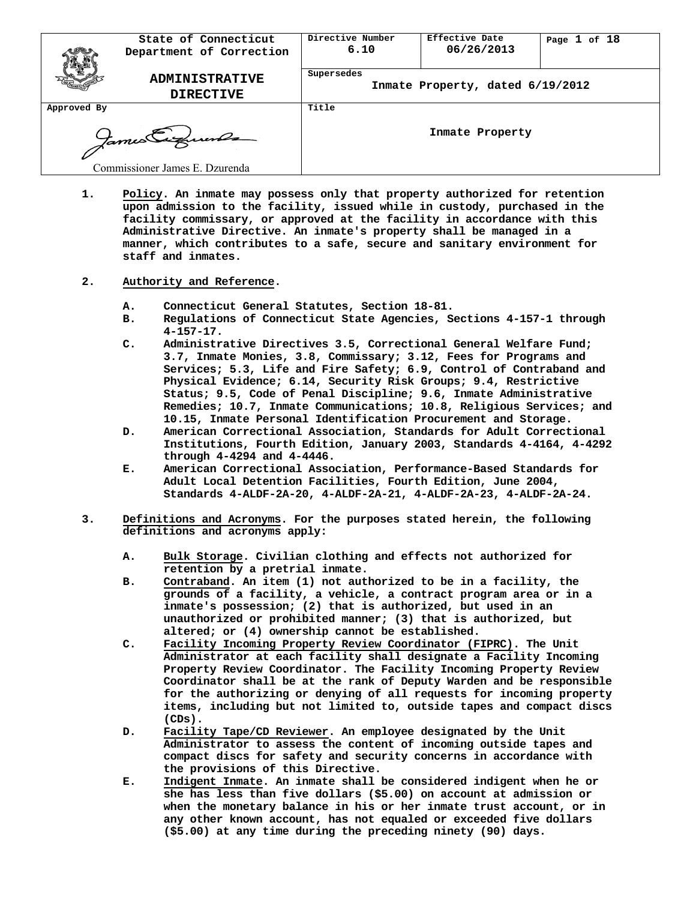| State of Connecticut Department of Correction | Directive Number 6.10 | Effective Date 06/26/2013 | Page 1 of 18 |
|---|---|---|---|
| **ADMINISTRATIVE DIRECTIVE** | Supersedes Inmate Property, dated 6/19/2012 | | |
| Approved By Commissioner James E. Dzurenda | Title **Inmate Property** | | |

1. **Policy. An inmate may possess only that property authorized for retention upon admission to the facility, issued while in custody, purchased in the facility commissary, or approved at the facility in accordance with this Administrative Directive. An inmate's property shall be managed in a manner, which contributes to a safe, secure and sanitary environment for staff and inmates.**

2. **Authority and Reference.**

   A. **Connecticut General Statutes, Section 18-81.**
   B. **Regulations of Connecticut State Agencies, Sections 4-157-1 through 4-157-17.**
   C. **Administrative Directives 3.5, Correctional General Welfare Fund; 3.7, Inmate Monies, 3.8, Commissary; 3.12, Fees for Programs and Services; 5.3, Life and Fire Safety; 6.9, Control of Contraband and Physical Evidence; 6.14, Security Risk Groups; 9.4, Restrictive Status; 9.5, Code of Penal Discipline; 9.6, Inmate Administrative Remedies; 10.7, Inmate Communications; 10.8, Religious Services; and 10.15, Inmate Personal Identification Procurement and Storage.**
   D. **American Correctional Association, Standards for Adult Correctional Institutions, Fourth Edition, January 2003, Standards 4-4164, 4-4292 through 4-4294 and 4-4446.**
   E. **American Correctional Association, Performance-Based Standards for Adult Local Detention Facilities, Fourth Edition, June 2004, Standards 4-ALDF-2A-20, 4-ALDF-2A-21, 4-ALDF-2A-23, 4-ALDF-2A-24.**

3. **Definitions and Acronyms. For the purposes stated herein, the following definitions and acronyms apply:**

   A. **Bulk Storage. Civilian clothing and effects not authorized for retention by a pretrial inmate.**
   B. **Contraband. An item (1) not authorized to be in a facility, the grounds of a facility, a vehicle, a contract program area or in a inmate's possession; (2) that is authorized, but used in an unauthorized or prohibited manner; (3) that is authorized, but altered; or (4) ownership cannot be established.**
   C. **Facility Incoming Property Review Coordinator (FIPRC). The Unit Administrator at each facility shall designate a Facility Incoming Property Review Coordinator. The Facility Incoming Property Review Coordinator shall be at the rank of Deputy Warden and be responsible for the authorizing or denying of all requests for incoming property items, including but not limited to, outside tapes and compact discs (CDs).**
   D. **Facility Tape/CD Reviewer. An employee designated by the Unit Administrator to assess the content of incoming outside tapes and compact discs for safety and security concerns in accordance with the provisions of this Directive.**
   E. **Indigent Inmate. An inmate shall be considered indigent when he or she has less than five dollars ($5.00) on account at admission or when the monetary balance in his or her inmate trust account, or in any other known account, has not equaled or exceeded five dollars ($5.00) at any time during the preceding ninety (90) days.**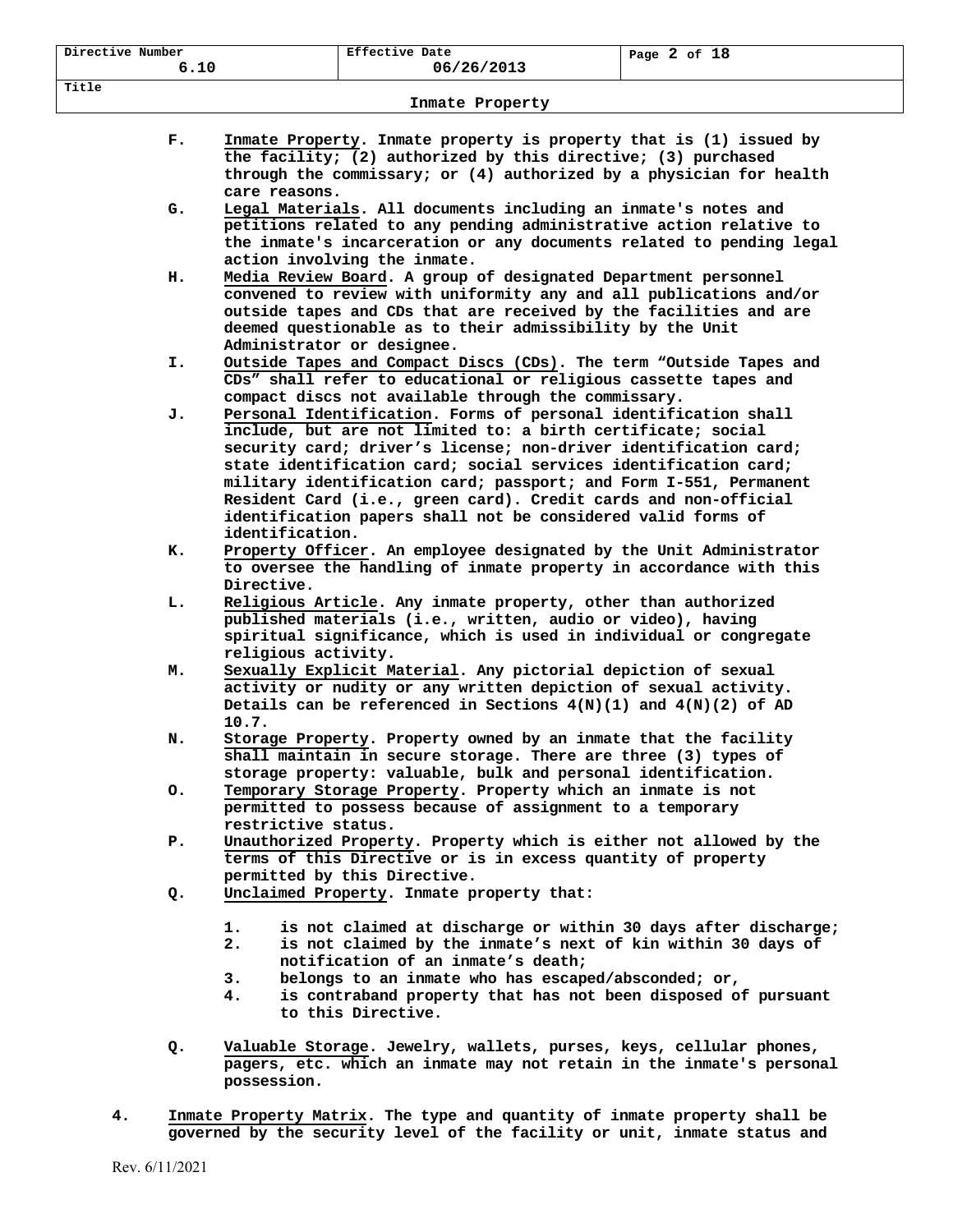F. **Inmate Property**. Inmate property is property that is (1) issued by the facility; (2) authorized by this directive; (3) purchased through the commissary; or (4) authorized by a physician for health care reasons.

G. **Legal Materials**. All documents including an inmate's notes and petitions related to any pending administrative action relative to the inmate's incarceration or any documents related to pending legal action involving the inmate.

H. **Media Review Board**. A group of designated Department personnel convened to review with uniformity any and all publications and/or outside tapes and CDs that are received by the facilities and are deemed questionable as to their admissibility by the Unit Administrator or designee.

I. **Outside Tapes and Compact Discs (CDs)**. The term "Outside Tapes and CDs" shall refer to educational or religious cassette tapes and compact discs not available through the commissary.

J. **Personal Identification**. Forms of personal identification shall include, but are not limited to: a birth certificate; social security card; driver's license; non-driver identification card; state identification card; social services identification card; military identification card; passport; and Form I-551, Permanent Resident Card (i.e., green card). Credit cards and non-official identification papers shall not be considered valid forms of identification.

K. **Property Officer**. An employee designated by the Unit Administrator to oversee the handling of inmate property in accordance with this Directive.

L. **Religious Article**. Any inmate property, other than authorized published materials (i.e., written, audio or video), having spiritual significance, which is used in individual or congregate religious activity.

M. **Sexually Explicit Material**. Any pictorial depiction of sexual activity or nudity or any written depiction of sexual activity. Details can be referenced in Sections 4(N)(1) and 4(N)(2) of AD 10.7.

N. **Storage Property**. Property owned by an inmate that the facility shall maintain in secure storage. There are three (3) types of storage property: valuable, bulk and personal identification.

O. **Temporary Storage Property**. Property which an inmate is not permitted to possess because of assignment to a temporary restrictive status.

P. **Unauthorized Property**. Property which is either not allowed by the terms of this Directive or is in excess quantity of property permitted by this Directive.

Q. **Unclaimed Property**. Inmate property that:

1. is not claimed at discharge or within 30 days after discharge;
2. is not claimed by the inmate's next of kin within 30 days of notification of an inmate's death;
3. belongs to an inmate who has escaped/absconded; or,
4. is contraband property that has not been disposed of pursuant to this Directive.

Q. **Valuable Storage**. Jewelry, wallets, purses, keys, cellular phones, pagers, etc. which an inmate may not retain in the inmate's personal possession.

4. **Inmate Property Matrix**. The type and quantity of inmate property shall be governed by the security level of the facility or unit, inmate status and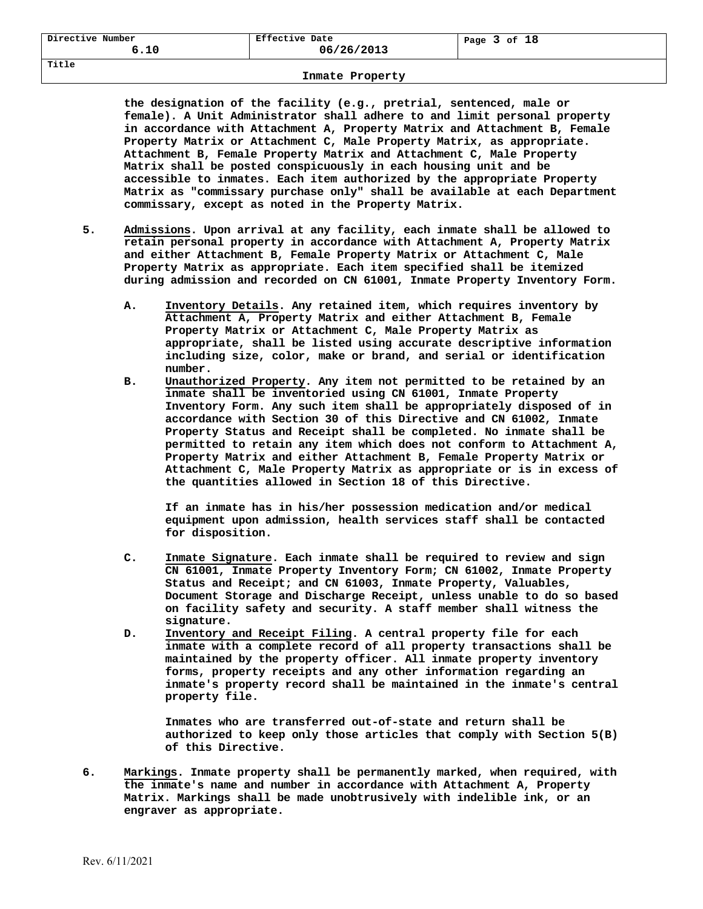**the designation of the facility (e.g., pretrial, sentenced, male or female). A Unit Administrator shall adhere to and limit personal property in accordance with Attachment A, Property Matrix and Attachment B, Female Property Matrix or Attachment C, Male Property Matrix, as appropriate. Attachment B, Female Property Matrix and Attachment C, Male Property Matrix shall be posted conspicuously in each housing unit and be accessible to inmates. Each item authorized by the appropriate Property Matrix as "commissary purchase only" shall be available at each Department commissary, except as noted in the Property Matrix.**

**5. Admissions. Upon arrival at any facility, each inmate shall be allowed to retain personal property in accordance with Attachment A, Property Matrix and either Attachment B, Female Property Matrix or Attachment C, Male Property Matrix as appropriate. Each item specified shall be itemized during admission and recorded on CN 61001, Inmate Property Inventory Form.**

**A. Inventory Details. Any retained item, which requires inventory by Attachment A, Property Matrix and either Attachment B, Female Property Matrix or Attachment C, Male Property Matrix as appropriate, shall be listed using accurate descriptive information including size, color, make or brand, and serial or identification number.**

**B. Unauthorized Property. Any item not permitted to be retained by an inmate shall be inventoried using CN 61001, Inmate Property Inventory Form. Any such item shall be appropriately disposed of in accordance with Section 30 of this Directive and CN 61002, Inmate Property Status and Receipt shall be completed. No inmate shall be permitted to retain any item which does not conform to Attachment A, Property Matrix and either Attachment B, Female Property Matrix or Attachment C, Male Property Matrix as appropriate or is in excess of the quantities allowed in Section 18 of this Directive.**

**If an inmate has in his/her possession medication and/or medical equipment upon admission, health services staff shall be contacted for disposition.**

**C. Inmate Signature. Each inmate shall be required to review and sign CN 61001, Inmate Property Inventory Form; CN 61002, Inmate Property Status and Receipt; and CN 61003, Inmate Property, Valuables, Document Storage and Discharge Receipt, unless unable to do so based on facility safety and security. A staff member shall witness the signature.**

**D. Inventory and Receipt Filing. A central property file for each inmate with a complete record of all property transactions shall be maintained by the property officer. All inmate property inventory forms, property receipts and any other information regarding an inmate's property record shall be maintained in the inmate's central property file.**

**Inmates who are transferred out-of-state and return shall be authorized to keep only those articles that comply with Section 5(B) of this Directive.**

**6. Markings. Inmate property shall be permanently marked, when required, with the inmate's name and number in accordance with Attachment A, Property Matrix. Markings shall be made unobtrusively with indelible ink, or an engraver as appropriate.**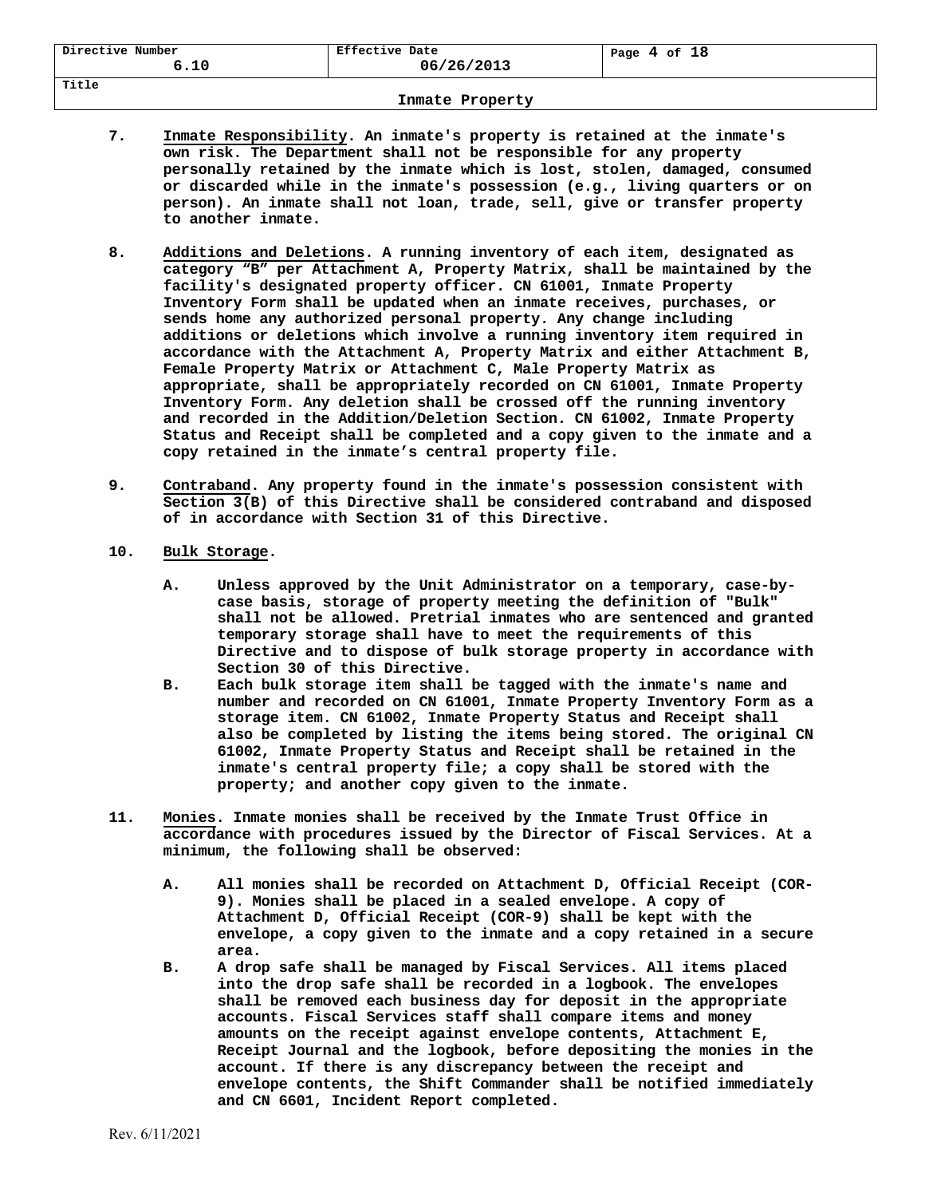7. **Inmate Responsibility.** An inmate's property is retained at the inmate's own risk. The Department shall not be responsible for any property personally retained by the inmate which is lost, stolen, damaged, consumed or discarded while in the inmate's possession (e.g., living quarters or on person). An inmate shall not loan, trade, sell, give or transfer property to another inmate.

8. **Additions and Deletions.** A running inventory of each item, designated as category "B" per Attachment A, Property Matrix, shall be maintained by the facility's designated property officer. CN 61001, Inmate Property Inventory Form shall be updated when an inmate receives, purchases, or sends home any authorized personal property. Any change including additions or deletions which involve a running inventory item required in accordance with the Attachment A, Property Matrix and either Attachment B, Female Property Matrix or Attachment C, Male Property Matrix as appropriate, shall be appropriately recorded on CN 61001, Inmate Property Inventory Form. Any deletion shall be crossed off the running inventory and recorded in the Addition/Deletion Section. CN 61002, Inmate Property Status and Receipt shall be completed and a copy given to the inmate and a copy retained in the inmate's central property file.

9. **Contraband.** Any property found in the inmate's possession consistent with Section 3(B) of this Directive shall be considered contraband and disposed of in accordance with Section 31 of this Directive.

10. **Bulk Storage.**

    A. Unless approved by the Unit Administrator on a temporary, case-by-case basis, storage of property meeting the definition of "Bulk" shall not be allowed. Pretrial inmates who are sentenced and granted temporary storage shall have to meet the requirements of this Directive and to dispose of bulk storage property in accordance with Section 30 of this Directive.

    B. Each bulk storage item shall be tagged with the inmate's name and number and recorded on CN 61001, Inmate Property Inventory Form as a storage item. CN 61002, Inmate Property Status and Receipt shall also be completed by listing the items being stored. The original CN 61002, Inmate Property Status and Receipt shall be retained in the inmate's central property file; a copy shall be stored with the property; and another copy given to the inmate.

11. **Monies.** Inmate monies shall be received by the Inmate Trust Office in accordance with procedures issued by the Director of Fiscal Services. At a minimum, the following shall be observed:

    A. All monies shall be recorded on Attachment D, Official Receipt (COR-9). Monies shall be placed in a sealed envelope. A copy of Attachment D, Official Receipt (COR-9) shall be kept with the envelope, a copy given to the inmate and a copy retained in a secure area.

    B. A drop safe shall be managed by Fiscal Services. All items placed into the drop safe shall be recorded in a logbook. The envelopes shall be removed each business day for deposit in the appropriate accounts. Fiscal Services staff shall compare items and money amounts on the receipt against envelope contents, Attachment E, Receipt Journal and the logbook, before depositing the monies in the account. If there is any discrepancy between the receipt and envelope contents, the Shift Commander shall be notified immediately and CN 6601, Incident Report completed.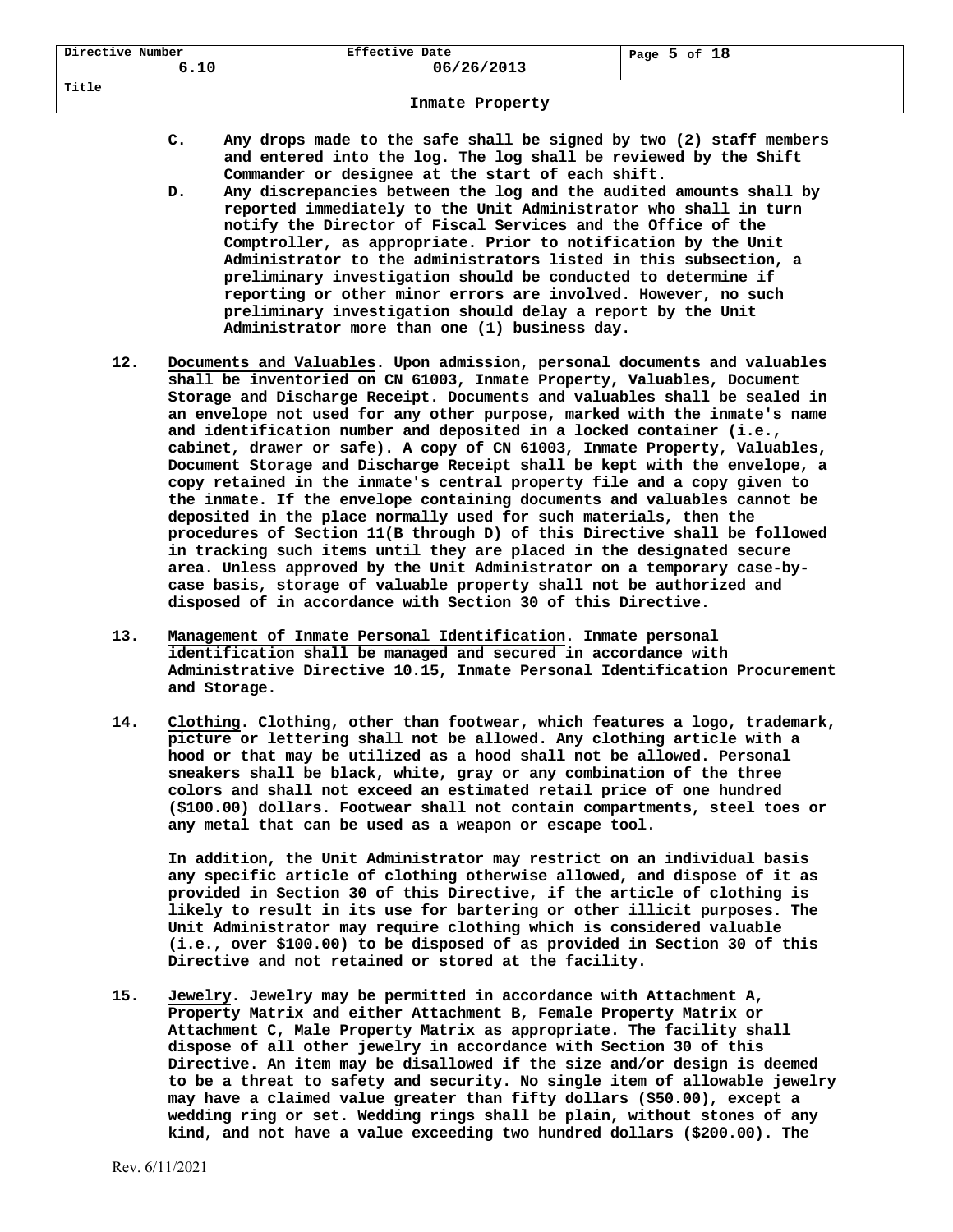C. Any drops made to the safe shall be signed by two (2) staff members and entered into the log. The log shall be reviewed by the Shift Commander or designee at the start of each shift.

D. Any discrepancies between the log and the audited amounts shall by reported immediately to the Unit Administrator who shall in turn notify the Director of Fiscal Services and the Office of the Comptroller, as appropriate. Prior to notification by the Unit Administrator to the administrators listed in this subsection, a preliminary investigation should be conducted to determine if reporting or other minor errors are involved. However, no such preliminary investigation should delay a report by the Unit Administrator more than one (1) business day.

12. Documents and Valuables. Upon admission, personal documents and valuables shall be inventoried on CN 61003, Inmate Property, Valuables, Document Storage and Discharge Receipt. Documents and valuables shall be sealed in an envelope not used for any other purpose, marked with the inmate's name and identification number and deposited in a locked container (i.e., cabinet, drawer or safe). A copy of CN 61003, Inmate Property, Valuables, Document Storage and Discharge Receipt shall be kept with the envelope, a copy retained in the inmate's central property file and a copy given to the inmate. If the envelope containing documents and valuables cannot be deposited in the place normally used for such materials, then the procedures of Section 11(B through D) of this Directive shall be followed in tracking such items until they are placed in the designated secure area. Unless approved by the Unit Administrator on a temporary case-by-case basis, storage of valuable property shall not be authorized and disposed of in accordance with Section 30 of this Directive.

13. Management of Inmate Personal Identification. Inmate personal identification shall be managed and secured in accordance with Administrative Directive 10.15, Inmate Personal Identification Procurement and Storage.

14. Clothing. Clothing, other than footwear, which features a logo, trademark, picture or lettering shall not be allowed. Any clothing article with a hood or that may be utilized as a hood shall not be allowed. Personal sneakers shall be black, white, gray or any combination of the three colors and shall not exceed an estimated retail price of one hundred ($100.00) dollars. Footwear shall not contain compartments, steel toes or any metal that can be used as a weapon or escape tool.

In addition, the Unit Administrator may restrict on an individual basis any specific article of clothing otherwise allowed, and dispose of it as provided in Section 30 of this Directive, if the article of clothing is likely to result in its use for bartering or other illicit purposes. The Unit Administrator may require clothing which is considered valuable (i.e., over $100.00) to be disposed of as provided in Section 30 of this Directive and not retained or stored at the facility.

15. Jewelry. Jewelry may be permitted in accordance with Attachment A, Property Matrix and either Attachment B, Female Property Matrix or Attachment C, Male Property Matrix as appropriate. The facility shall dispose of all other jewelry in accordance with Section 30 of this Directive. An item may be disallowed if the size and/or design is deemed to be a threat to safety and security. No single item of allowable jewelry may have a claimed value greater than fifty dollars ($50.00), except a wedding ring or set. Wedding rings shall be plain, without stones of any kind, and not have a value exceeding two hundred dollars ($200.00). The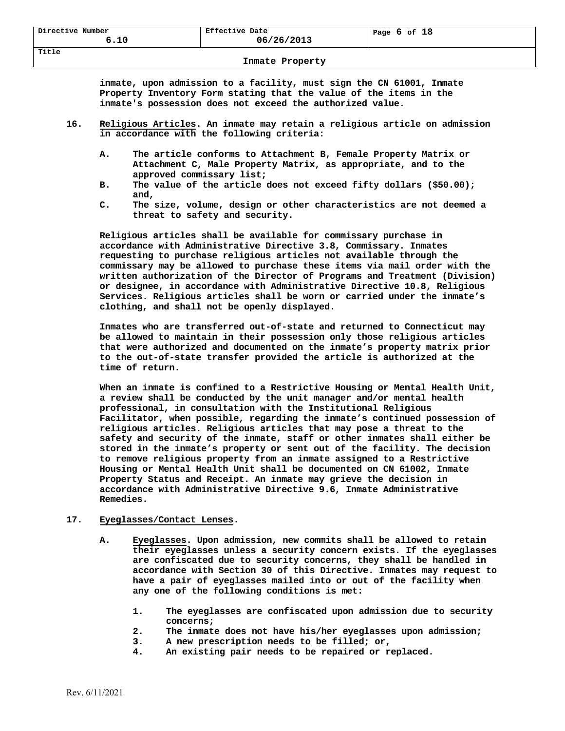inmate, upon admission to a facility, must sign the CN 61001, Inmate Property Inventory Form stating that the value of the items in the inmate's possession does not exceed the authorized value.

16. <u>Religious Articles</u>. An inmate may retain a religious article on admission in accordance with the following criteria:

    A. The article conforms to Attachment B, Female Property Matrix or Attachment C, Male Property Matrix, as appropriate, and to the approved commissary list;
    B. The value of the article does not exceed fifty dollars ($50.00); and,
    C. The size, volume, design or other characteristics are not deemed a threat to safety and security.

    Religious articles shall be available for commissary purchase in accordance with Administrative Directive 3.8, Commissary. Inmates requesting to purchase religious articles not available through the commissary may be allowed to purchase these items via mail order with the written authorization of the Director of Programs and Treatment (Division) or designee, in accordance with Administrative Directive 10.8, Religious Services. Religious articles shall be worn or carried under the inmate's clothing, and shall not be openly displayed.

    Inmates who are transferred out-of-state and returned to Connecticut may be allowed to maintain in their possession only those religious articles that were authorized and documented on the inmate's property matrix prior to the out-of-state transfer provided the article is authorized at the time of return.

    When an inmate is confined to a Restrictive Housing or Mental Health Unit, a review shall be conducted by the unit manager and/or mental health professional, in consultation with the Institutional Religious Facilitator, when possible, regarding the inmate's continued possession of religious articles. Religious articles that may pose a threat to the safety and security of the inmate, staff or other inmates shall either be stored in the inmate's property or sent out of the facility. The decision to remove religious property from an inmate assigned to a Restrictive Housing or Mental Health Unit shall be documented on CN 61002, Inmate Property Status and Receipt. An inmate may grieve the decision in accordance with Administrative Directive 9.6, Inmate Administrative Remedies.

17. <u>Eyeglasses/Contact Lenses</u>.

    A. <u>Eyeglasses</u>. Upon admission, new commits shall be allowed to retain their eyeglasses unless a security concern exists. If the eyeglasses are confiscated due to security concerns, they shall be handled in accordance with Section 30 of this Directive. Inmates may request to have a pair of eyeglasses mailed into or out of the facility when any one of the following conditions is met:

        1. The eyeglasses are confiscated upon admission due to security concerns;
        2. The inmate does not have his/her eyeglasses upon admission;
        3. A new prescription needs to be filled; or,
        4. An existing pair needs to be repaired or replaced.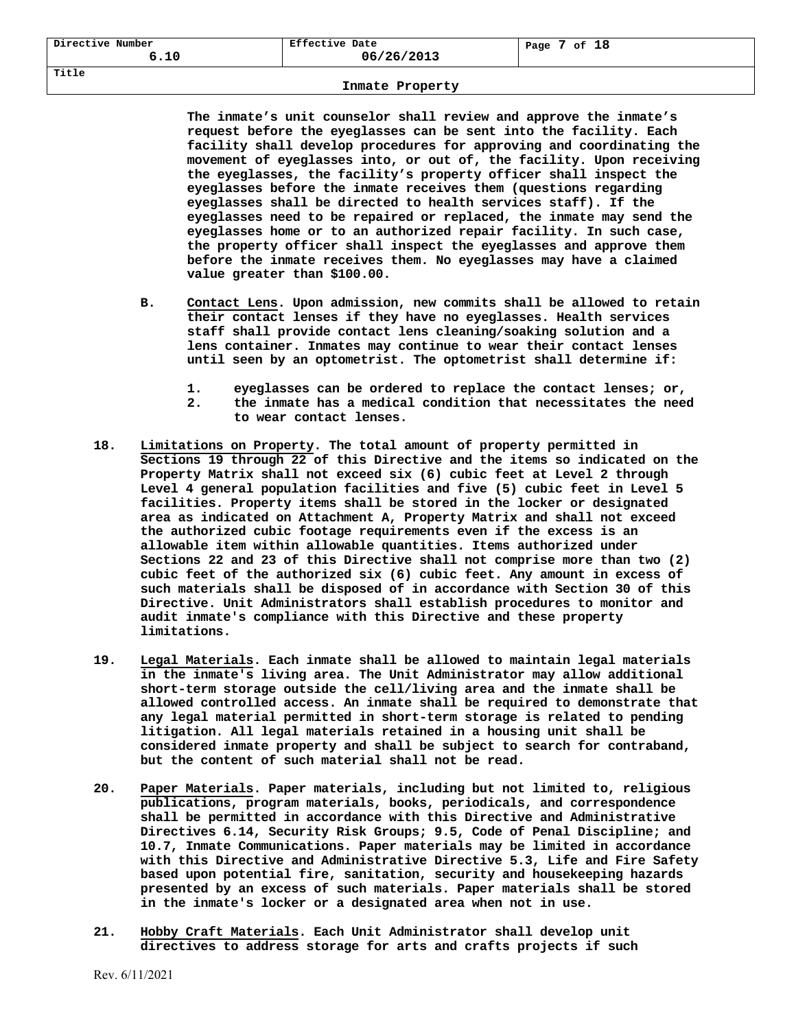The inmate's unit counselor shall review and approve the inmate's request before the eyeglasses can be sent into the facility. Each facility shall develop procedures for approving and coordinating the movement of eyeglasses into, or out of, the facility. Upon receiving the eyeglasses, the facility's property officer shall inspect the eyeglasses before the inmate receives them (questions regarding eyeglasses shall be directed to health services staff). If the eyeglasses need to be repaired or replaced, the inmate may send the eyeglasses home or to an authorized repair facility. In such case, the property officer shall inspect the eyeglasses and approve them before the inmate receives them. No eyeglasses may have a claimed value greater than $100.00.

B. Contact Lens. Upon admission, new commits shall be allowed to retain their contact lenses if they have no eyeglasses. Health services staff shall provide contact lens cleaning/soaking solution and a lens container. Inmates may continue to wear their contact lenses until seen by an optometrist. The optometrist shall determine if:

1. eyeglasses can be ordered to replace the contact lenses; or,
2. the inmate has a medical condition that necessitates the need to wear contact lenses.

18. Limitations on Property. The total amount of property permitted in Sections 19 through 22 of this Directive and the items so indicated on the Property Matrix shall not exceed six (6) cubic feet at Level 2 through Level 4 general population facilities and five (5) cubic feet in Level 5 facilities. Property items shall be stored in the locker or designated area as indicated on Attachment A, Property Matrix and shall not exceed the authorized cubic footage requirements even if the excess is an allowable item within allowable quantities. Items authorized under Sections 22 and 23 of this Directive shall not comprise more than two (2) cubic feet of the authorized six (6) cubic feet. Any amount in excess of such materials shall be disposed of in accordance with Section 30 of this Directive. Unit Administrators shall establish procedures to monitor and audit inmate's compliance with this Directive and these property limitations.

19. Legal Materials. Each inmate shall be allowed to maintain legal materials in the inmate's living area. The Unit Administrator may allow additional short-term storage outside the cell/living area and the inmate shall be allowed controlled access. An inmate shall be required to demonstrate that any legal material permitted in short-term storage is related to pending litigation. All legal materials retained in a housing unit shall be considered inmate property and shall be subject to search for contraband, but the content of such material shall not be read.

20. Paper Materials. Paper materials, including but not limited to, religious publications, program materials, books, periodicals, and correspondence shall be permitted in accordance with this Directive and Administrative Directives 6.14, Security Risk Groups; 9.5, Code of Penal Discipline; and 10.7, Inmate Communications. Paper materials may be limited in accordance with this Directive and Administrative Directive 5.3, Life and Fire Safety based upon potential fire, sanitation, security and housekeeping hazards presented by an excess of such materials. Paper materials shall be stored in the inmate's locker or a designated area when not in use.

21. Hobby Craft Materials. Each Unit Administrator shall develop unit directives to address storage for arts and crafts projects if such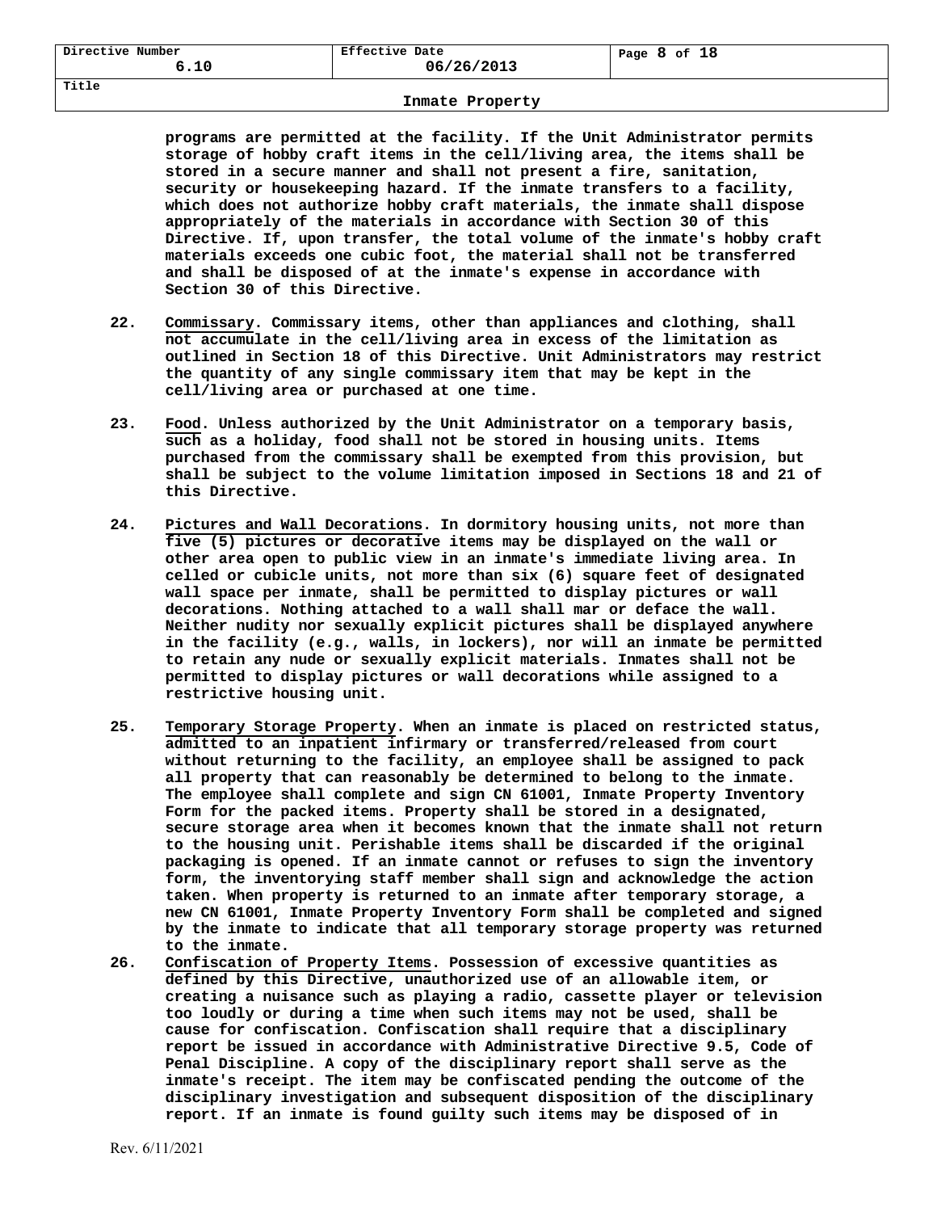programs are permitted at the facility. If the Unit Administrator permits storage of hobby craft items in the cell/living area, the items shall be stored in a secure manner and shall not present a fire, sanitation, security or housekeeping hazard. If the inmate transfers to a facility, which does not authorize hobby craft materials, the inmate shall dispose appropriately of the materials in accordance with Section 30 of this Directive. If, upon transfer, the total volume of the inmate's hobby craft materials exceeds one cubic foot, the material shall not be transferred and shall be disposed of at the inmate's expense in accordance with Section 30 of this Directive.

22. Commissary. Commissary items, other than appliances and clothing, shall not accumulate in the cell/living area in excess of the limitation as outlined in Section 18 of this Directive. Unit Administrators may restrict the quantity of any single commissary item that may be kept in the cell/living area or purchased at one time.

23. Food. Unless authorized by the Unit Administrator on a temporary basis, such as a holiday, food shall not be stored in housing units. Items purchased from the commissary shall be exempted from this provision, but shall be subject to the volume limitation imposed in Sections 18 and 21 of this Directive.

24. Pictures and Wall Decorations. In dormitory housing units, not more than five (5) pictures or decorative items may be displayed on the wall or other area open to public view in an inmate's immediate living area. In celled or cubicle units, not more than six (6) square feet of designated wall space per inmate, shall be permitted to display pictures or wall decorations. Nothing attached to a wall shall mar or deface the wall. Neither nudity nor sexually explicit pictures shall be displayed anywhere in the facility (e.g., walls, in lockers), nor will an inmate be permitted to retain any nude or sexually explicit materials. Inmates shall not be permitted to display pictures or wall decorations while assigned to a restrictive housing unit.

25. Temporary Storage Property. When an inmate is placed on restricted status, admitted to an inpatient infirmary or transferred/released from court without returning to the facility, an employee shall be assigned to pack all property that can reasonably be determined to belong to the inmate. The employee shall complete and sign CN 61001, Inmate Property Inventory Form for the packed items. Property shall be stored in a designated, secure storage area when it becomes known that the inmate shall not return to the housing unit. Perishable items shall be discarded if the original packaging is opened. If an inmate cannot or refuses to sign the inventory form, the inventorying staff member shall sign and acknowledge the action taken. When property is returned to an inmate after temporary storage, a new CN 61001, Inmate Property Inventory Form shall be completed and signed by the inmate to indicate that all temporary storage property was returned to the inmate.

26. Confiscation of Property Items. Possession of excessive quantities as defined by this Directive, unauthorized use of an allowable item, or creating a nuisance such as playing a radio, cassette player or television too loudly or during a time when such items may not be used, shall be cause for confiscation. Confiscation shall require that a disciplinary report be issued in accordance with Administrative Directive 9.5, Code of Penal Discipline. A copy of the disciplinary report shall serve as the inmate's receipt. The item may be confiscated pending the outcome of the disciplinary investigation and subsequent disposition of the disciplinary report. If an inmate is found guilty such items may be disposed of in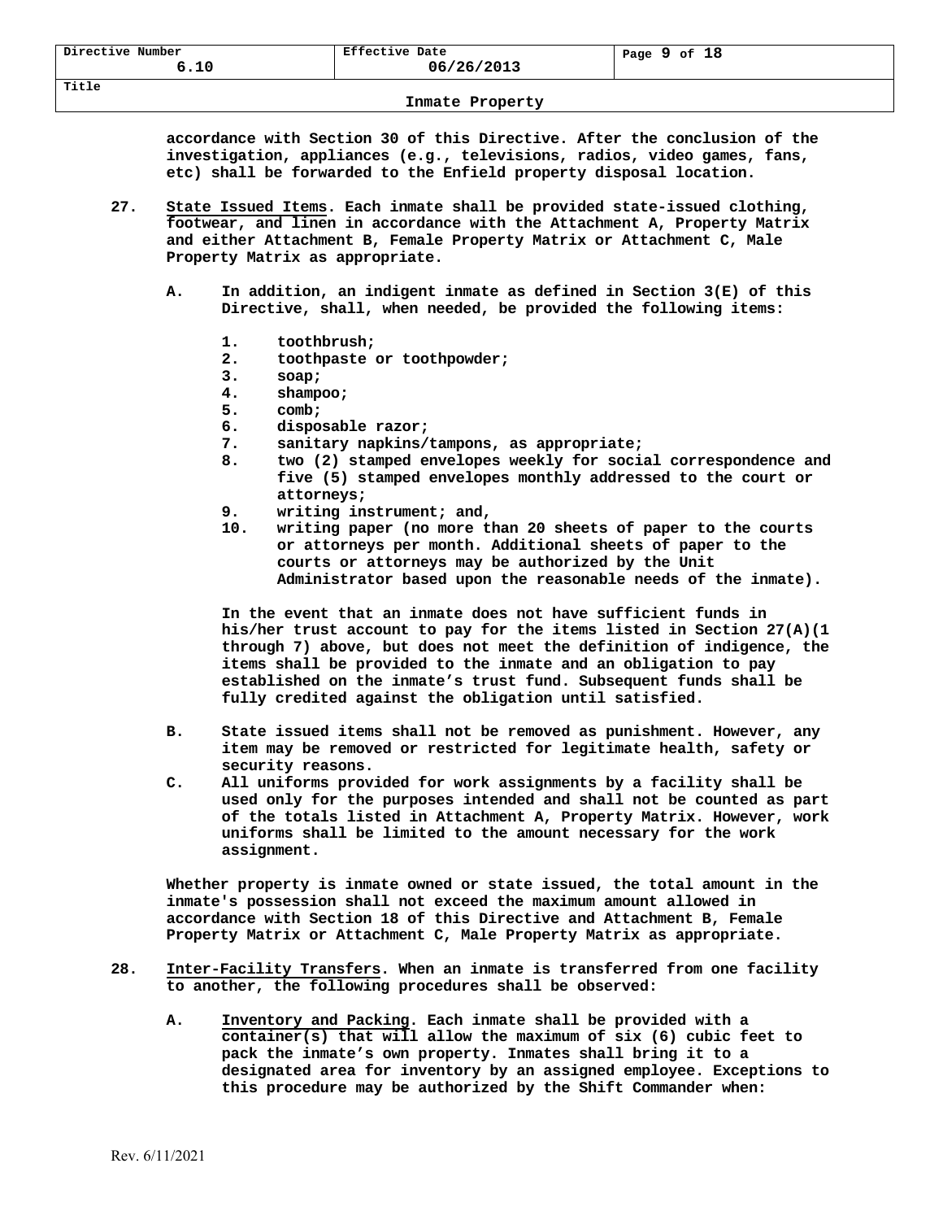accordance with Section 30 of this Directive. After the conclusion of the investigation, appliances (e.g., televisions, radios, video games, fans, etc) shall be forwarded to the Enfield property disposal location.

27. <u>State Issued Items</u>. Each inmate shall be provided state-issued clothing, footwear, and linen in accordance with the Attachment A, Property Matrix and either Attachment B, Female Property Matrix or Attachment C, Male Property Matrix as appropriate.

   A. In addition, an indigent inmate as defined in Section 3(E) of this Directive, shall, when needed, be provided the following items:

      1. toothbrush;
      2. toothpaste or toothpowder;
      3. soap;
      4. shampoo;
      5. comb;
      6. disposable razor;
      7. sanitary napkins/tampons, as appropriate;
      8. two (2) stamped envelopes weekly for social correspondence and five (5) stamped envelopes monthly addressed to the court or attorneys;
      9. writing instrument; and,
      10. writing paper (no more than 20 sheets of paper to the courts or attorneys per month. Additional sheets of paper to the courts or attorneys may be authorized by the Unit Administrator based upon the reasonable needs of the inmate).

      In the event that an inmate does not have sufficient funds in his/her trust account to pay for the items listed in Section 27(A)(1 through 7) above, but does not meet the definition of indigence, the items shall be provided to the inmate and an obligation to pay established on the inmate's trust fund. Subsequent funds shall be fully credited against the obligation until satisfied.

   B. State issued items shall not be removed as punishment. However, any item may be removed or restricted for legitimate health, safety or security reasons.

   C. All uniforms provided for work assignments by a facility shall be used only for the purposes intended and shall not be counted as part of the totals listed in Attachment A, Property Matrix. However, work uniforms shall be limited to the amount necessary for the work assignment.

   Whether property is inmate owned or state issued, the total amount in the inmate's possession shall not exceed the maximum amount allowed in accordance with Section 18 of this Directive and Attachment B, Female Property Matrix or Attachment C, Male Property Matrix as appropriate.

28. <u>Inter-Facility Transfers</u>. When an inmate is transferred from one facility to another, the following procedures shall be observed:

   A. <u>Inventory and Packing</u>. Each inmate shall be provided with a container(s) that will allow the maximum of six (6) cubic feet to pack the inmate's own property. Inmates shall bring it to a designated area for inventory by an assigned employee. Exceptions to this procedure may be authorized by the Shift Commander when: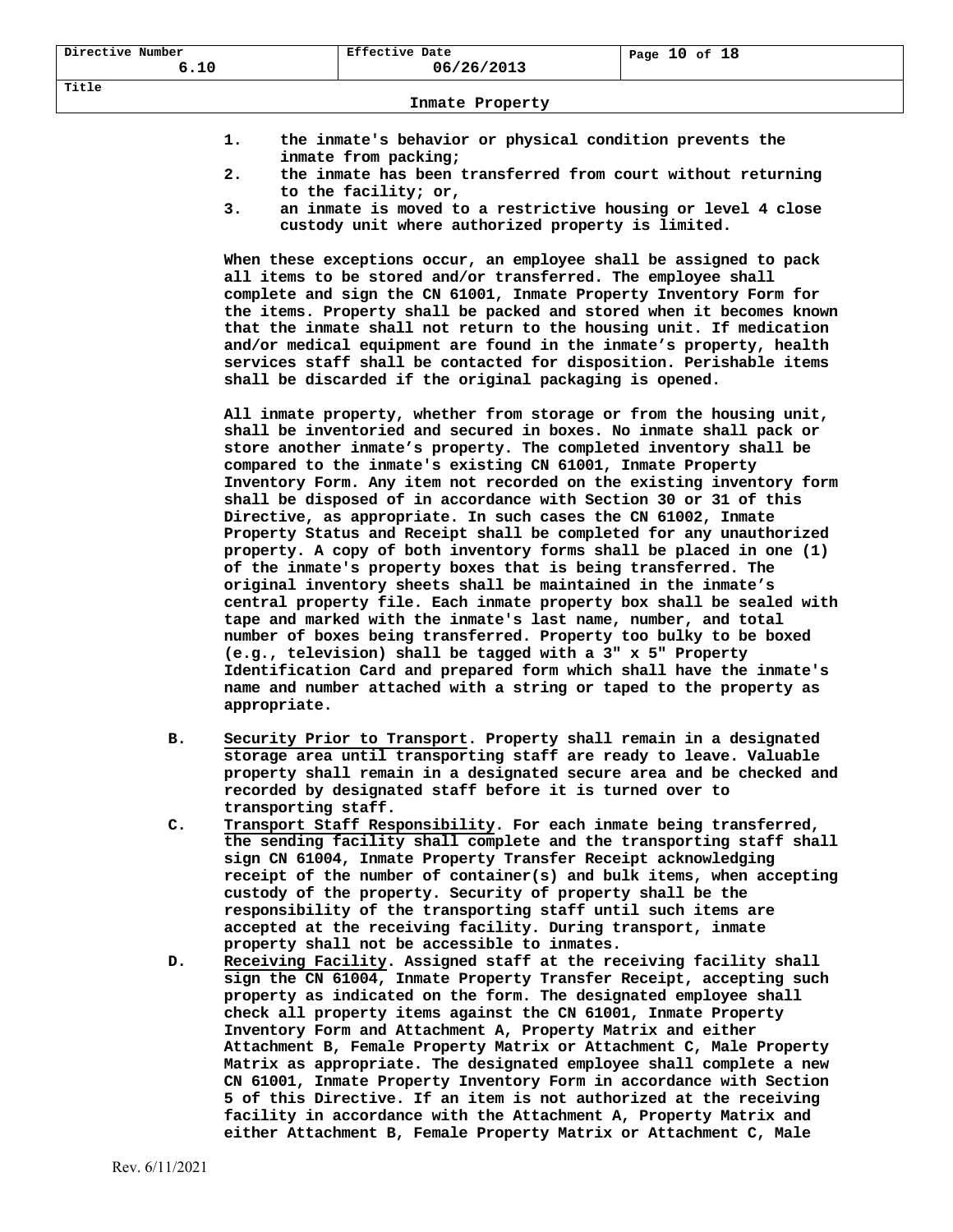1. the inmate's behavior or physical condition prevents the inmate from packing;
2. the inmate has been transferred from court without returning to the facility; or,
3. an inmate is moved to a restrictive housing or level 4 close custody unit where authorized property is limited.

When these exceptions occur, an employee shall be assigned to pack all items to be stored and/or transferred. The employee shall complete and sign the CN 61001, Inmate Property Inventory Form for the items. Property shall be packed and stored when it becomes known that the inmate shall not return to the housing unit. If medication and/or medical equipment are found in the inmate's property, health services staff shall be contacted for disposition. Perishable items shall be discarded if the original packaging is opened.

All inmate property, whether from storage or from the housing unit, shall be inventoried and secured in boxes. No inmate shall pack or store another inmate's property. The completed inventory shall be compared to the inmate's existing CN 61001, Inmate Property Inventory Form. Any item not recorded on the existing inventory form shall be disposed of in accordance with Section 30 or 31 of this Directive, as appropriate. In such cases the CN 61002, Inmate Property Status and Receipt shall be completed for any unauthorized property. A copy of both inventory forms shall be placed in one (1) of the inmate's property boxes that is being transferred. The original inventory sheets shall be maintained in the inmate's central property file. Each inmate property box shall be sealed with tape and marked with the inmate's last name, number, and total number of boxes being transferred. Property too bulky to be boxed (e.g., television) shall be tagged with a 3" x 5" Property Identification Card and prepared form which shall have the inmate's name and number attached with a string or taped to the property as appropriate.

B. Security Prior to Transport. Property shall remain in a designated storage area until transporting staff are ready to leave. Valuable property shall remain in a designated secure area and be checked and recorded by designated staff before it is turned over to transporting staff.

C. Transport Staff Responsibility. For each inmate being transferred, the sending facility shall complete and the transporting staff shall sign CN 61004, Inmate Property Transfer Receipt acknowledging receipt of the number of container(s) and bulk items, when accepting custody of the property. Security of property shall be the responsibility of the transporting staff until such items are accepted at the receiving facility. During transport, inmate property shall not be accessible to inmates.

D. Receiving Facility. Assigned staff at the receiving facility shall sign the CN 61004, Inmate Property Transfer Receipt, accepting such property as indicated on the form. The designated employee shall check all property items against the CN 61001, Inmate Property Inventory Form and Attachment A, Property Matrix and either Attachment B, Female Property Matrix or Attachment C, Male Property Matrix as appropriate. The designated employee shall complete a new CN 61001, Inmate Property Inventory Form in accordance with Section 5 of this Directive. If an item is not authorized at the receiving facility in accordance with the Attachment A, Property Matrix and either Attachment B, Female Property Matrix or Attachment C, Male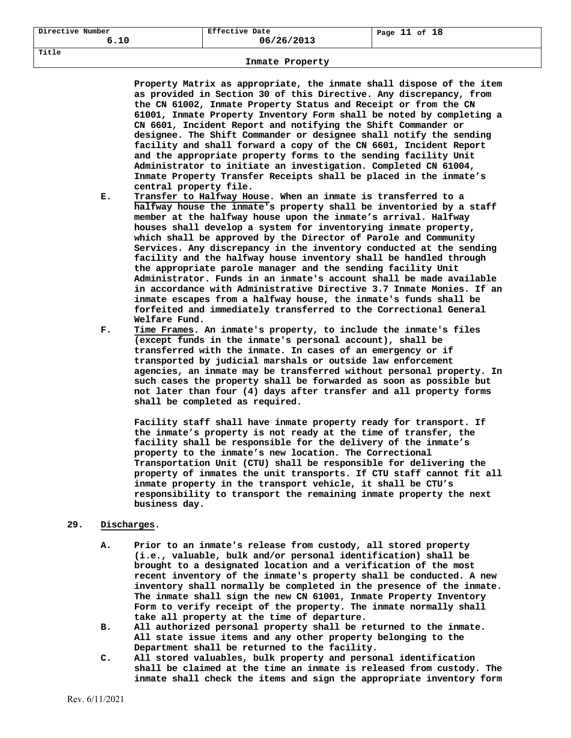Property Matrix as appropriate, the inmate shall dispose of the item as provided in Section 30 of this Directive. Any discrepancy, from the CN 61002, Inmate Property Status and Receipt or from the CN 61001, Inmate Property Inventory Form shall be noted by completing a CN 6601, Incident Report and notifying the Shift Commander or designee. The Shift Commander or designee shall notify the sending facility and shall forward a copy of the CN 6601, Incident Report and the appropriate property forms to the sending facility Unit Administrator to initiate an investigation. Completed CN 61004, Inmate Property Transfer Receipts shall be placed in the inmate's central property file.

E. Transfer to Halfway House. When an inmate is transferred to a halfway house the inmate's property shall be inventoried by a staff member at the halfway house upon the inmate's arrival. Halfway houses shall develop a system for inventorying inmate property, which shall be approved by the Director of Parole and Community Services. Any discrepancy in the inventory conducted at the sending facility and the halfway house inventory shall be handled through the appropriate parole manager and the sending facility Unit Administrator. Funds in an inmate's account shall be made available in accordance with Administrative Directive 3.7 Inmate Monies. If an inmate escapes from a halfway house, the inmate's funds shall be forfeited and immediately transferred to the Correctional General Welfare Fund.

F. Time Frames. An inmate's property, to include the inmate's files (except funds in the inmate's personal account), shall be transferred with the inmate. In cases of an emergency or if transported by judicial marshals or outside law enforcement agencies, an inmate may be transferred without personal property. In such cases the property shall be forwarded as soon as possible but not later than four (4) days after transfer and all property forms shall be completed as required.

Facility staff shall have inmate property ready for transport. If the inmate's property is not ready at the time of transfer, the facility shall be responsible for the delivery of the inmate's property to the inmate's new location. The Correctional Transportation Unit (CTU) shall be responsible for delivering the property of inmates the unit transports. If CTU staff cannot fit all inmate property in the transport vehicle, it shall be CTU's responsibility to transport the remaining inmate property the next business day.

## 29. Discharges.

A. Prior to an inmate's release from custody, all stored property (i.e., valuable, bulk and/or personal identification) shall be brought to a designated location and a verification of the most recent inventory of the inmate's property shall be conducted. A new inventory shall normally be completed in the presence of the inmate. The inmate shall sign the new CN 61001, Inmate Property Inventory Form to verify receipt of the property. The inmate normally shall take all property at the time of departure.

B. All authorized personal property shall be returned to the inmate. All state issue items and any other property belonging to the Department shall be returned to the facility.

C. All stored valuables, bulk property and personal identification shall be claimed at the time an inmate is released from custody. The inmate shall check the items and sign the appropriate inventory form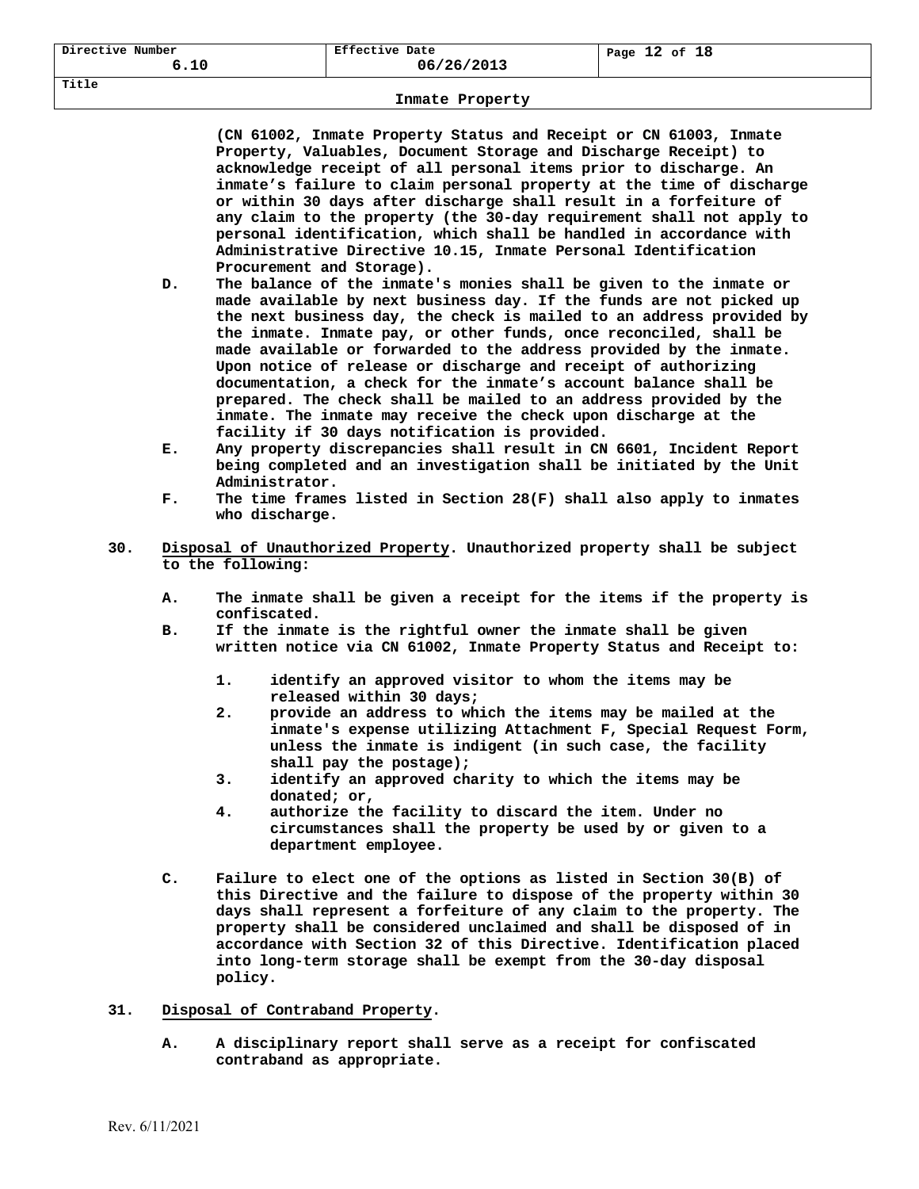(CN 61002, Inmate Property Status and Receipt or CN 61003, Inmate Property, Valuables, Document Storage and Discharge Receipt) to acknowledge receipt of all personal items prior to discharge. An inmate's failure to claim personal property at the time of discharge or within 30 days after discharge shall result in a forfeiture of any claim to the property (the 30-day requirement shall not apply to personal identification, which shall be handled in accordance with Administrative Directive 10.15, Inmate Personal Identification Procurement and Storage).

D. The balance of the inmate's monies shall be given to the inmate or made available by next business day. If the funds are not picked up the next business day, the check is mailed to an address provided by the inmate. Inmate pay, or other funds, once reconciled, shall be made available or forwarded to the address provided by the inmate. Upon notice of release or discharge and receipt of authorizing documentation, a check for the inmate's account balance shall be prepared. The check shall be mailed to an address provided by the inmate. The inmate may receive the check upon discharge at the facility if 30 days notification is provided.

E. Any property discrepancies shall result in CN 6601, Incident Report being completed and an investigation shall be initiated by the Unit Administrator.

F. The time frames listed in Section 28(F) shall also apply to inmates who discharge.

30. Disposal of Unauthorized Property. Unauthorized property shall be subject to the following:

A. The inmate shall be given a receipt for the items if the property is confiscated.

B. If the inmate is the rightful owner the inmate shall be given written notice via CN 61002, Inmate Property Status and Receipt to:

1. identify an approved visitor to whom the items may be released within 30 days;
2. provide an address to which the items may be mailed at the inmate's expense utilizing Attachment F, Special Request Form, unless the inmate is indigent (in such case, the facility shall pay the postage);
3. identify an approved charity to which the items may be donated; or,
4. authorize the facility to discard the item. Under no circumstances shall the property be used by or given to a department employee.

C. Failure to elect one of the options as listed in Section 30(B) of this Directive and the failure to dispose of the property within 30 days shall represent a forfeiture of any claim to the property. The property shall be considered unclaimed and shall be disposed of in accordance with Section 32 of this Directive. Identification placed into long-term storage shall be exempt from the 30-day disposal policy.

31. Disposal of Contraband Property.

A. A disciplinary report shall serve as a receipt for confiscated contraband as appropriate.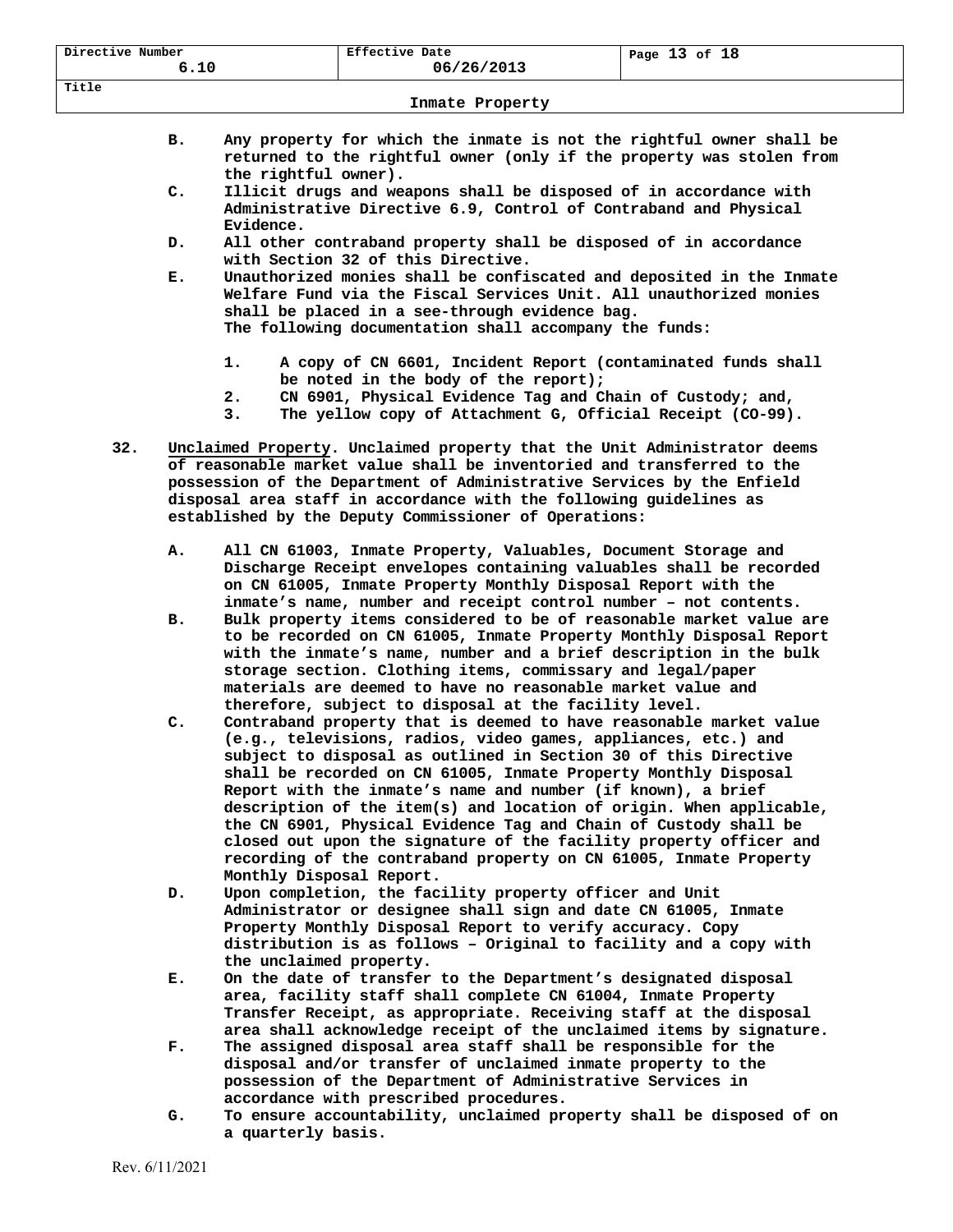B. Any property for which the inmate is not the rightful owner shall be returned to the rightful owner (only if the property was stolen from the rightful owner).

C. Illicit drugs and weapons shall be disposed of in accordance with Administrative Directive 6.9, Control of Contraband and Physical Evidence.

D. All other contraband property shall be disposed of in accordance with Section 32 of this Directive.

E. Unauthorized monies shall be confiscated and deposited in the Inmate Welfare Fund via the Fiscal Services Unit. All unauthorized monies shall be placed in a see-through evidence bag.
The following documentation shall accompany the funds:

1. A copy of CN 6601, Incident Report (contaminated funds shall be noted in the body of the report);
2. CN 6901, Physical Evidence Tag and Chain of Custody; and,
3. The yellow copy of Attachment G, Official Receipt (CO-99).

32. **Unclaimed Property**. Unclaimed property that the Unit Administrator deems of reasonable market value shall be inventoried and transferred to the possession of the Department of Administrative Services by the Enfield disposal area staff in accordance with the following guidelines as established by the Deputy Commissioner of Operations:

A. All CN 61003, Inmate Property, Valuables, Document Storage and Discharge Receipt envelopes containing valuables shall be recorded on CN 61005, Inmate Property Monthly Disposal Report with the inmate's name, number and receipt control number – not contents.

B. Bulk property items considered to be of reasonable market value are to be recorded on CN 61005, Inmate Property Monthly Disposal Report with the inmate's name, number and a brief description in the bulk storage section. Clothing items, commissary and legal/paper materials are deemed to have no reasonable market value and therefore, subject to disposal at the facility level.

C. Contraband property that is deemed to have reasonable market value (e.g., televisions, radios, video games, appliances, etc.) and subject to disposal as outlined in Section 30 of this Directive shall be recorded on CN 61005, Inmate Property Monthly Disposal Report with the inmate's name and number (if known), a brief description of the item(s) and location of origin. When applicable, the CN 6901, Physical Evidence Tag and Chain of Custody shall be closed out upon the signature of the facility property officer and recording of the contraband property on CN 61005, Inmate Property Monthly Disposal Report.

D. Upon completion, the facility property officer and Unit Administrator or designee shall sign and date CN 61005, Inmate Property Monthly Disposal Report to verify accuracy. Copy distribution is as follows – Original to facility and a copy with the unclaimed property.

E. On the date of transfer to the Department's designated disposal area, facility staff shall complete CN 61004, Inmate Property Transfer Receipt, as appropriate. Receiving staff at the disposal area shall acknowledge receipt of the unclaimed items by signature.

F. The assigned disposal area staff shall be responsible for the disposal and/or transfer of unclaimed inmate property to the possession of the Department of Administrative Services in accordance with prescribed procedures.

G. To ensure accountability, unclaimed property shall be disposed of on a quarterly basis.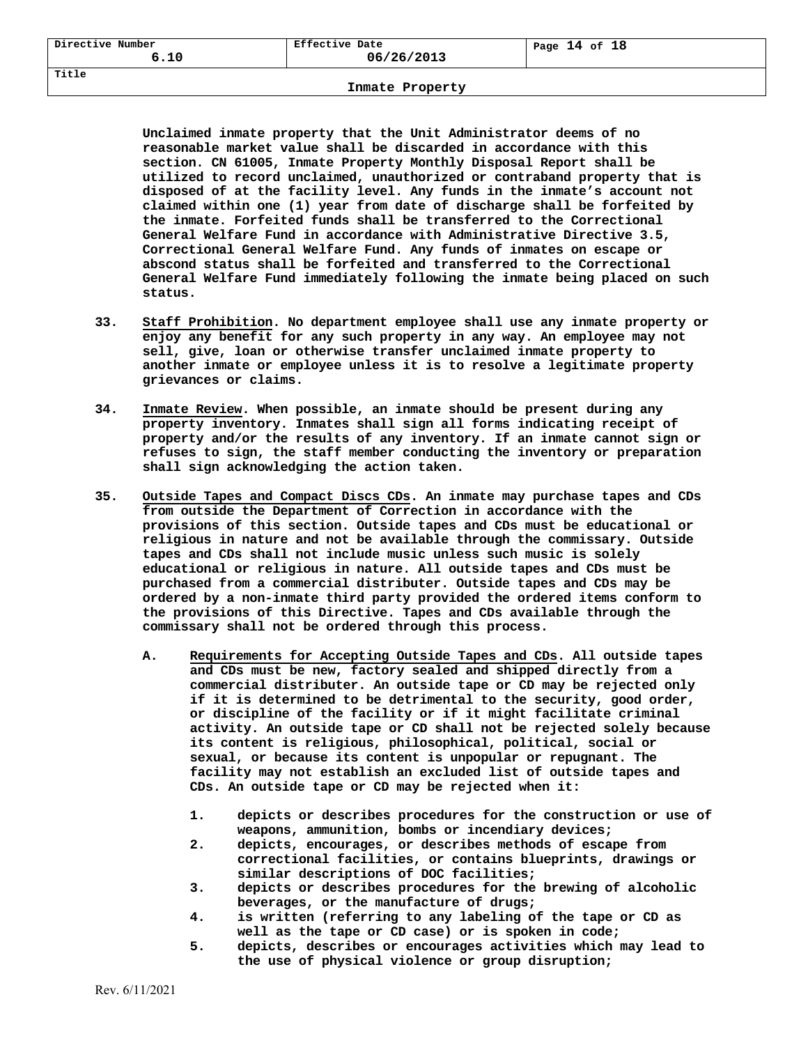Unclaimed inmate property that the Unit Administrator deems of no reasonable market value shall be discarded in accordance with this section. CN 61005, Inmate Property Monthly Disposal Report shall be utilized to record unclaimed, unauthorized or contraband property that is disposed of at the facility level. Any funds in the inmate's account not claimed within one (1) year from date of discharge shall be forfeited by the inmate. Forfeited funds shall be transferred to the Correctional General Welfare Fund in accordance with Administrative Directive 3.5, Correctional General Welfare Fund. Any funds of inmates on escape or abscond status shall be forfeited and transferred to the Correctional General Welfare Fund immediately following the inmate being placed on such status.

33. <u>Staff Prohibition</u>. No department employee shall use any inmate property or enjoy any benefit for any such property in any way. An employee may not sell, give, loan or otherwise transfer unclaimed inmate property to another inmate or employee unless it is to resolve a legitimate property grievances or claims.

34. <u>Inmate Review</u>. When possible, an inmate should be present during any property inventory. Inmates shall sign all forms indicating receipt of property and/or the results of any inventory. If an inmate cannot sign or refuses to sign, the staff member conducting the inventory or preparation shall sign acknowledging the action taken.

35. <u>Outside Tapes and Compact Discs CDs</u>. An inmate may purchase tapes and CDs from outside the Department of Correction in accordance with the provisions of this section. Outside tapes and CDs must be educational or religious in nature and not be available through the commissary. Outside tapes and CDs shall not include music unless such music is solely educational or religious in nature. All outside tapes and CDs must be purchased from a commercial distributer. Outside tapes and CDs may be ordered by a non-inmate third party provided the ordered items conform to the provisions of this Directive. Tapes and CDs available through the commissary shall not be ordered through this process.

   A. <u>Requirements for Accepting Outside Tapes and CDs</u>. All outside tapes and CDs must be new, factory sealed and shipped directly from a commercial distributer. An outside tape or CD may be rejected only if it is determined to be detrimental to the security, good order, or discipline of the facility or if it might facilitate criminal activity. An outside tape or CD shall not be rejected solely because its content is religious, philosophical, political, social or sexual, or because its content is unpopular or repugnant. The facility may not establish an excluded list of outside tapes and CDs. An outside tape or CD may be rejected when it:

      1. depicts or describes procedures for the construction or use of weapons, ammunition, bombs or incendiary devices;
      2. depicts, encourages, or describes methods of escape from correctional facilities, or contains blueprints, drawings or similar descriptions of DOC facilities;
      3. depicts or describes procedures for the brewing of alcoholic beverages, or the manufacture of drugs;
      4. is written (referring to any labeling of the tape or CD as well as the tape or CD case) or is spoken in code;
      5. depicts, describes or encourages activities which may lead to the use of physical violence or group disruption;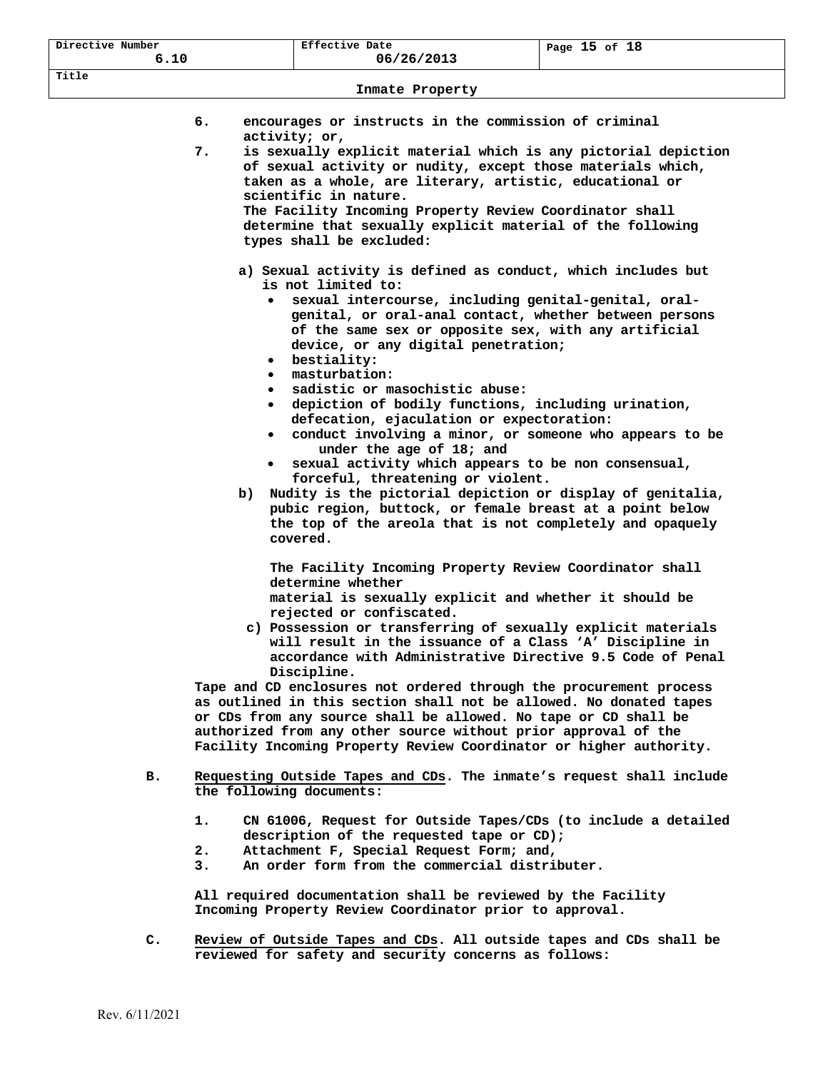6. encourages or instructs in the commission of criminal activity; or,

7. is sexually explicit material which is any pictorial depiction of sexual activity or nudity, except those materials which, taken as a whole, are literary, artistic, educational or scientific in nature.
   The Facility Incoming Property Review Coordinator shall determine that sexually explicit material of the following types shall be excluded:

   a) Sexual activity is defined as conduct, which includes but is not limited to:
      - sexual intercourse, including genital-genital, oral-genital, or oral-anal contact, whether between persons of the same sex or opposite sex, with any artificial device, or any digital penetration;
      - bestiality:
      - masturbation:
      - sadistic or masochistic abuse:
      - depiction of bodily functions, including urination, defecation, ejaculation or expectoration:
      - conduct involving a minor, or someone who appears to be under the age of 18; and
      - sexual activity which appears to be non consensual, forceful, threatening or violent.

   b) Nudity is the pictorial depiction or display of genitalia, pubic region, buttock, or female breast at a point below the top of the areola that is not completely and opaquely covered.

      The Facility Incoming Property Review Coordinator shall determine whether material is sexually explicit and whether it should be rejected or confiscated.

   c) Possession or transferring of sexually explicit materials will result in the issuance of a Class 'A' Discipline in accordance with Administrative Directive 9.5 Code of Penal Discipline.

Tape and CD enclosures not ordered through the procurement process as outlined in this section shall not be allowed. No donated tapes or CDs from any source shall be allowed. No tape or CD shall be authorized from any other source without prior approval of the Facility Incoming Property Review Coordinator or higher authority.

B. Requesting Outside Tapes and CDs. The inmate's request shall include the following documents:

   1. CN 61006, Request for Outside Tapes/CDs (to include a detailed description of the requested tape or CD);
   2. Attachment F, Special Request Form; and,
   3. An order form from the commercial distributer.

   All required documentation shall be reviewed by the Facility Incoming Property Review Coordinator prior to approval.

C. Review of Outside Tapes and CDs. All outside tapes and CDs shall be reviewed for safety and security concerns as follows: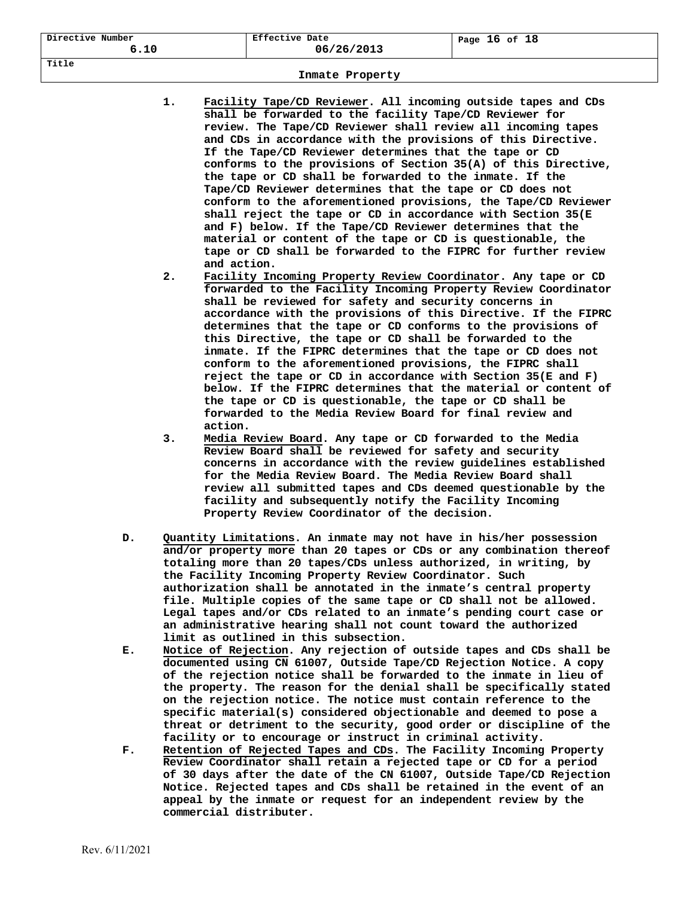1. **Facility Tape/CD Reviewer**. All incoming outside tapes and CDs shall be forwarded to the facility Tape/CD Reviewer for review. The Tape/CD Reviewer shall review all incoming tapes and CDs in accordance with the provisions of this Directive. If the Tape/CD Reviewer determines that the tape or CD conforms to the provisions of Section 35(A) of this Directive, the tape or CD shall be forwarded to the inmate. If the Tape/CD Reviewer determines that the tape or CD does not conform to the aforementioned provisions, the Tape/CD Reviewer shall reject the tape or CD in accordance with Section 35(E and F) below. If the Tape/CD Reviewer determines that the material or content of the tape or CD is questionable, the tape or CD shall be forwarded to the FIPRC for further review and action.
2. **Facility Incoming Property Review Coordinator**. Any tape or CD forwarded to the Facility Incoming Property Review Coordinator shall be reviewed for safety and security concerns in accordance with the provisions of this Directive. If the FIPRC determines that the tape or CD conforms to the provisions of this Directive, the tape or CD shall be forwarded to the inmate. If the FIPRC determines that the tape or CD does not conform to the aforementioned provisions, the FIPRC shall reject the tape or CD in accordance with Section 35(E and F) below. If the FIPRC determines that the material or content of the tape or CD is questionable, the tape or CD shall be forwarded to the Media Review Board for final review and action.
3. **Media Review Board**. Any tape or CD forwarded to the Media Review Board shall be reviewed for safety and security concerns in accordance with the review guidelines established for the Media Review Board. The Media Review Board shall review all submitted tapes and CDs deemed questionable by the facility and subsequently notify the Facility Incoming Property Review Coordinator of the decision.

D. **Quantity Limitations**. An inmate may not have in his/her possession and/or property more than 20 tapes or CDs or any combination thereof totaling more than 20 tapes/CDs unless authorized, in writing, by the Facility Incoming Property Review Coordinator. Such authorization shall be annotated in the inmate's central property file. Multiple copies of the same tape or CD shall not be allowed. Legal tapes and/or CDs related to an inmate's pending court case or an administrative hearing shall not count toward the authorized limit as outlined in this subsection.

E. **Notice of Rejection**. Any rejection of outside tapes and CDs shall be documented using CN 61007, Outside Tape/CD Rejection Notice. A copy of the rejection notice shall be forwarded to the inmate in lieu of the property. The reason for the denial shall be specifically stated on the rejection notice. The notice must contain reference to the specific material(s) considered objectionable and deemed to pose a threat or detriment to the security, good order or discipline of the facility or to encourage or instruct in criminal activity.

F. **Retention of Rejected Tapes and CDs**. The Facility Incoming Property Review Coordinator shall retain a rejected tape or CD for a period of 30 days after the date of the CN 61007, Outside Tape/CD Rejection Notice. Rejected tapes and CDs shall be retained in the event of an appeal by the inmate or request for an independent review by the commercial distributer.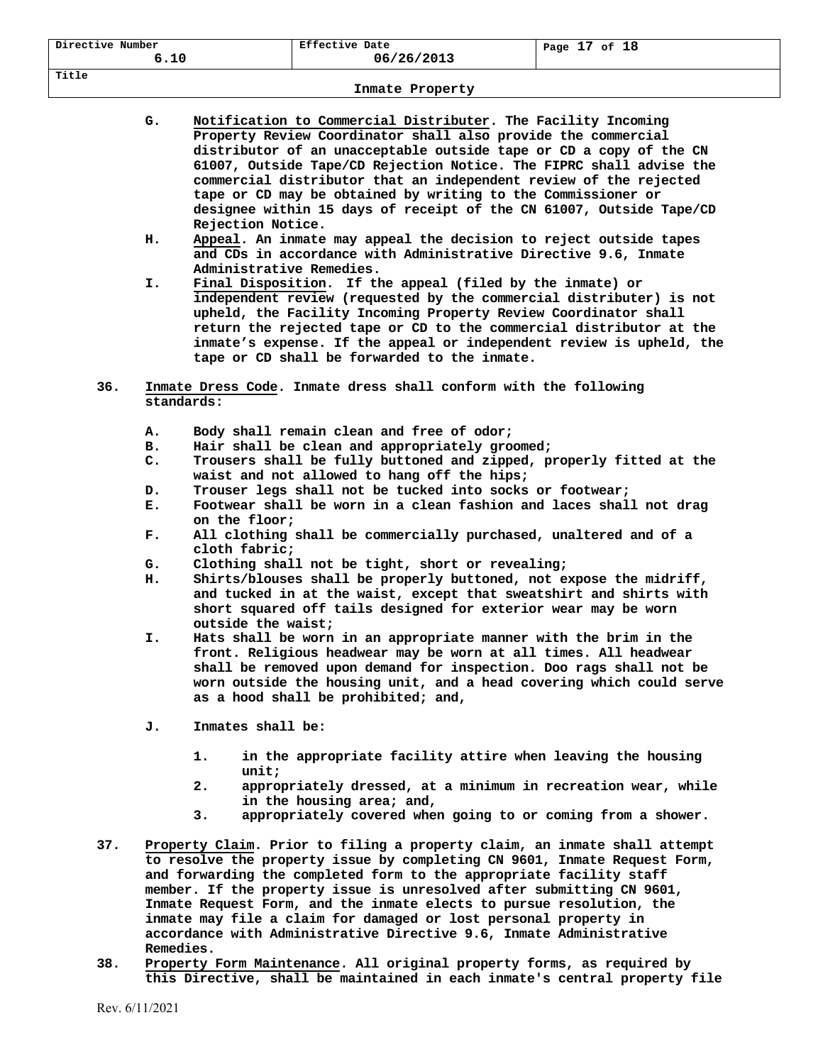G. **Notification to Commercial Distributer**. The Facility Incoming Property Review Coordinator shall also provide the commercial distributor of an unacceptable outside tape or CD a copy of the CN 61007, Outside Tape/CD Rejection Notice. The FIPRC shall advise the commercial distributor that an independent review of the rejected tape or CD may be obtained by writing to the Commissioner or designee within 15 days of receipt of the CN 61007, Outside Tape/CD Rejection Notice.

H. **Appeal**. An inmate may appeal the decision to reject outside tapes and CDs in accordance with Administrative Directive 9.6, Inmate Administrative Remedies.

I. **Final Disposition**. If the appeal (filed by the inmate) or independent review (requested by the commercial distributer) is not upheld, the Facility Incoming Property Review Coordinator shall return the rejected tape or CD to the commercial distributor at the inmate's expense. If the appeal or independent review is upheld, the tape or CD shall be forwarded to the inmate.

36. **Inmate Dress Code**. Inmate dress shall conform with the following standards:

A. Body shall remain clean and free of odor;
B. Hair shall be clean and appropriately groomed;
C. Trousers shall be fully buttoned and zipped, properly fitted at the waist and not allowed to hang off the hips;
D. Trouser legs shall not be tucked into socks or footwear;
E. Footwear shall be worn in a clean fashion and laces shall not drag on the floor;
F. All clothing shall be commercially purchased, unaltered and of a cloth fabric;
G. Clothing shall not be tight, short or revealing;
H. Shirts/blouses shall be properly buttoned, not expose the midriff, and tucked in at the waist, except that sweatshirt and shirts with short squared off tails designed for exterior wear may be worn outside the waist;
I. Hats shall be worn in an appropriate manner with the brim in the front. Religious headwear may be worn at all times. All headwear shall be removed upon demand for inspection. Doo rags shall not be worn outside the housing unit, and a head covering which could serve as a hood shall be prohibited; and,

J. Inmates shall be:

1. in the appropriate facility attire when leaving the housing unit;
2. appropriately dressed, at a minimum in recreation wear, while in the housing area; and,
3. appropriately covered when going to or coming from a shower.

37. **Property Claim**. Prior to filing a property claim, an inmate shall attempt to resolve the property issue by completing CN 9601, Inmate Request Form, and forwarding the completed form to the appropriate facility staff member. If the property issue is unresolved after submitting CN 9601, Inmate Request Form, and the inmate elects to pursue resolution, the inmate may file a claim for damaged or lost personal property in accordance with Administrative Directive 9.6, Inmate Administrative Remedies.

38. **Property Form Maintenance**. All original property forms, as required by this Directive, shall be maintained in each inmate's central property file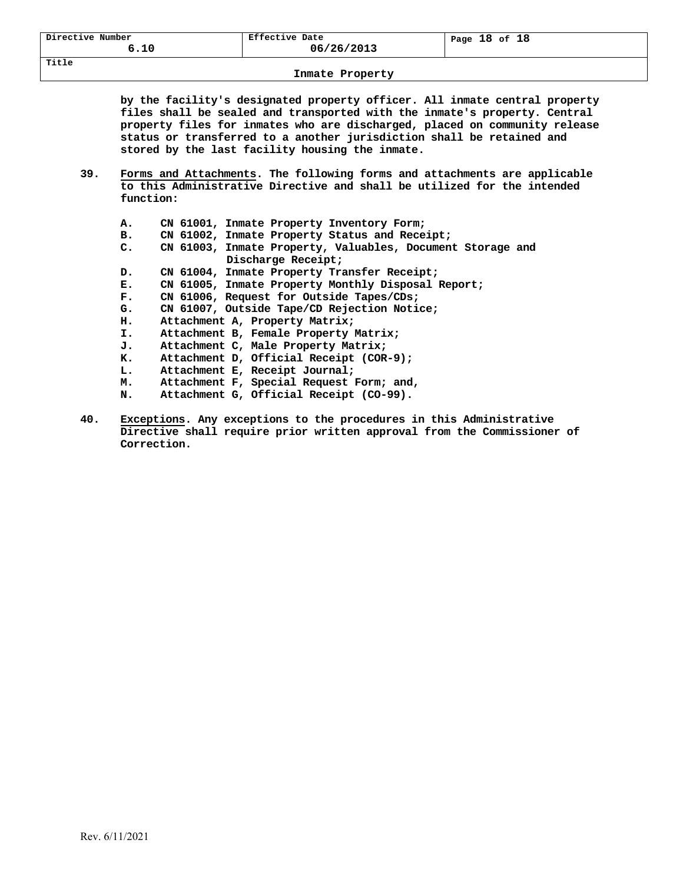**by the facility's designated property officer. All inmate central property files shall be sealed and transported with the inmate's property. Central property files for inmates who are discharged, placed on community release status or transferred to a another jurisdiction shall be retained and stored by the last facility housing the inmate.**

**39.** **<u>Forms and Attachments</u>. The following forms and attachments are applicable to this Administrative Directive and shall be utilized for the intended function:**

- **A. CN 61001, Inmate Property Inventory Form;**
- **B. CN 61002, Inmate Property Status and Receipt;**
- **C. CN 61003, Inmate Property, Valuables, Document Storage and Discharge Receipt;**
- **D. CN 61004, Inmate Property Transfer Receipt;**
- **E. CN 61005, Inmate Property Monthly Disposal Report;**
- **F. CN 61006, Request for Outside Tapes/CDs;**
- **G. CN 61007, Outside Tape/CD Rejection Notice;**
- **H. Attachment A, Property Matrix;**
- **I. Attachment B, Female Property Matrix;**
- **J. Attachment C, Male Property Matrix;**
- **K. Attachment D, Official Receipt (COR-9);**
- **L. Attachment E, Receipt Journal;**
- **M. Attachment F, Special Request Form; and,**
- **N. Attachment G, Official Receipt (CO-99).**

**40.** **<u>Exceptions</u>. Any exceptions to the procedures in this Administrative Directive shall require prior written approval from the Commissioner of Correction.**